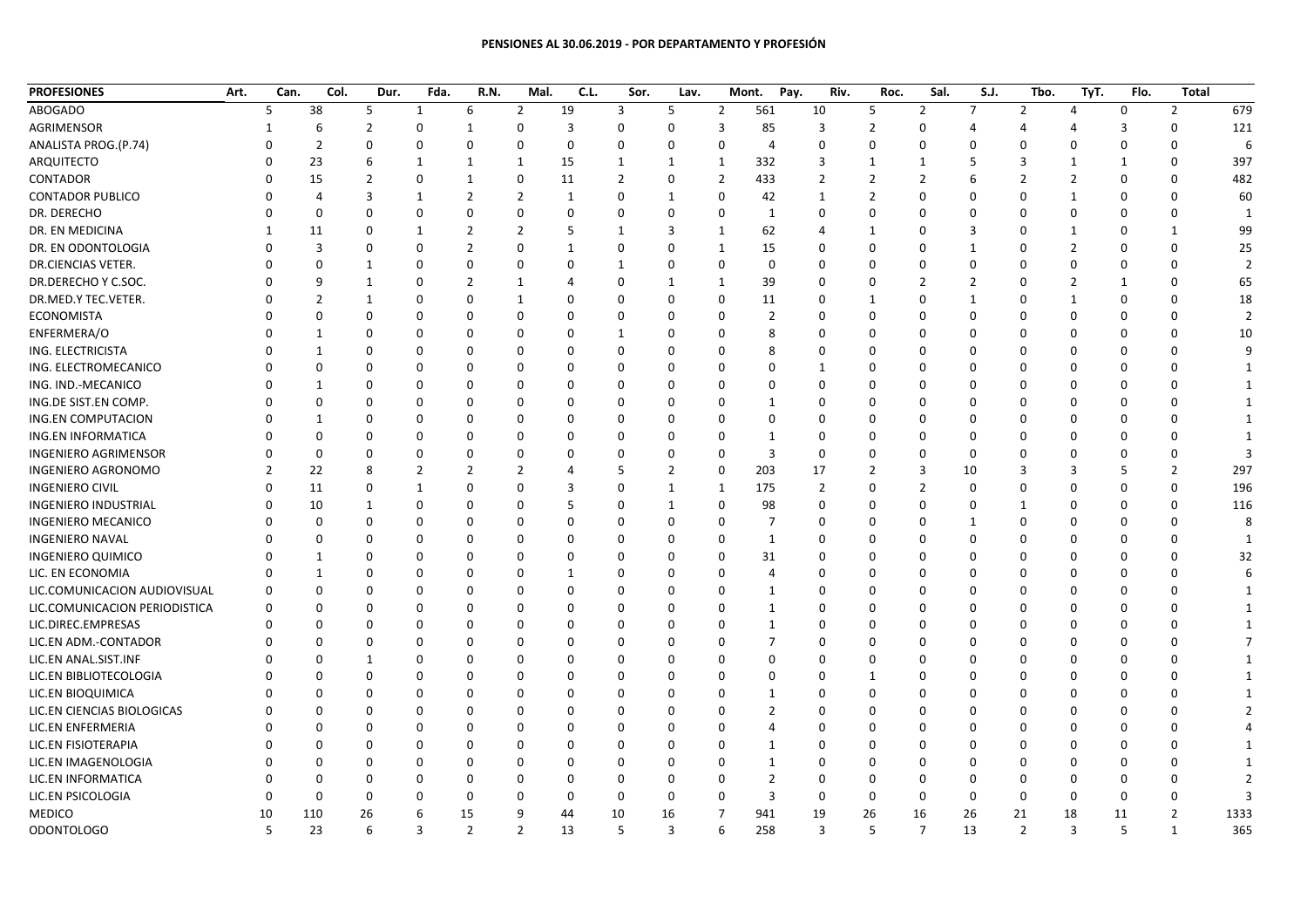**PENSIONES AL 30.06.2019 - POR DEPARTAMENTO Y PROFESIÓN**

| PROFESIONES | Art. | Can. | Col. | Dur. | Fda. | R.N. | Mal. | C.L. | Sor. | Lav. | Mont. | Pay. | Riv. | Roc. | Sal. | S.J. | Tbo. | TyT. | Flo. | Total |
|---|---|---|---|---|---|---|---|---|---|---|---|---|---|---|---|---|---|---|---|---|
| ABOGADO | 5 | 38 | 5 | 1 | 6 | 2 | 19 | 3 | 5 | 2 | 561 | 10 | 5 | 2 | 7 | 2 | 4 | 0 | 2 | 679 |
| AGRIMENSOR | 1 | 6 | 2 | 0 | 1 | 0 | 3 | 0 | 0 | 3 | 85 | 3 | 2 | 0 | 4 | 4 | 4 | 3 | 0 | 121 |
| ANALISTA PROG.(P.74) | 0 | 2 | 0 | 0 | 0 | 0 | 0 | 0 | 0 | 0 | 4 | 0 | 0 | 0 | 0 | 0 | 0 | 0 | 0 | 6 |
| ARQUITECTO | 0 | 23 | 6 | 1 | 1 | 1 | 15 | 1 | 1 | 1 | 332 | 3 | 1 | 1 | 5 | 3 | 1 | 1 | 0 | 397 |
| CONTADOR | 0 | 15 | 2 | 0 | 1 | 0 | 11 | 2 | 0 | 2 | 433 | 2 | 2 | 2 | 6 | 2 | 2 | 0 | 0 | 482 |
| CONTADOR PUBLICO | 0 | 4 | 3 | 1 | 2 | 2 | 1 | 0 | 1 | 0 | 42 | 1 | 2 | 0 | 0 | 0 | 1 | 0 | 0 | 60 |
| DR. DERECHO | 0 | 0 | 0 | 0 | 0 | 0 | 0 | 0 | 0 | 0 | 1 | 0 | 0 | 0 | 0 | 0 | 0 | 0 | 0 | 1 |
| DR. EN MEDICINA | 1 | 11 | 0 | 1 | 2 | 2 | 5 | 1 | 3 | 1 | 62 | 4 | 1 | 0 | 3 | 0 | 1 | 0 | 1 | 99 |
| DR. EN ODONTOLOGIA | 0 | 3 | 0 | 0 | 2 | 0 | 1 | 0 | 0 | 1 | 15 | 0 | 0 | 0 | 1 | 0 | 2 | 0 | 0 | 25 |
| DR.CIENCIAS VETER. | 0 | 0 | 1 | 0 | 0 | 0 | 0 | 1 | 0 | 0 | 0 | 0 | 0 | 0 | 0 | 0 | 0 | 0 | 0 | 2 |
| DR.DERECHO Y C.SOC. | 0 | 9 | 1 | 0 | 2 | 1 | 4 | 0 | 1 | 1 | 39 | 0 | 0 | 2 | 2 | 0 | 2 | 1 | 0 | 65 |
| DR.MED.Y TEC.VETER. | 0 | 2 | 1 | 0 | 0 | 1 | 0 | 0 | 0 | 0 | 11 | 0 | 1 | 0 | 1 | 0 | 1 | 0 | 0 | 18 |
| ECONOMISTA | 0 | 0 | 0 | 0 | 0 | 0 | 0 | 0 | 0 | 0 | 2 | 0 | 0 | 0 | 0 | 0 | 0 | 0 | 0 | 2 |
| ENFERMERA/O | 0 | 1 | 0 | 0 | 0 | 0 | 0 | 1 | 0 | 0 | 8 | 0 | 0 | 0 | 0 | 0 | 0 | 0 | 0 | 10 |
| ING. ELECTRICISTA | 0 | 1 | 0 | 0 | 0 | 0 | 0 | 0 | 0 | 0 | 8 | 0 | 0 | 0 | 0 | 0 | 0 | 0 | 0 | 9 |
| ING. ELECTROMECANICO | 0 | 0 | 0 | 0 | 0 | 0 | 0 | 0 | 0 | 0 | 0 | 1 | 0 | 0 | 0 | 0 | 0 | 0 | 0 | 1 |
| ING. IND.-MECANICO | 0 | 1 | 0 | 0 | 0 | 0 | 0 | 0 | 0 | 0 | 0 | 0 | 0 | 0 | 0 | 0 | 0 | 0 | 0 | 1 |
| ING.DE SIST.EN COMP. | 0 | 0 | 0 | 0 | 0 | 0 | 0 | 0 | 0 | 0 | 1 | 0 | 0 | 0 | 0 | 0 | 0 | 0 | 0 | 1 |
| ING.EN COMPUTACION | 0 | 1 | 0 | 0 | 0 | 0 | 0 | 0 | 0 | 0 | 0 | 0 | 0 | 0 | 0 | 0 | 0 | 0 | 0 | 1 |
| ING.EN INFORMATICA | 0 | 0 | 0 | 0 | 0 | 0 | 0 | 0 | 0 | 0 | 1 | 0 | 0 | 0 | 0 | 0 | 0 | 0 | 0 | 1 |
| INGENIERO AGRIMENSOR | 0 | 0 | 0 | 0 | 0 | 0 | 0 | 0 | 0 | 0 | 3 | 0 | 0 | 0 | 0 | 0 | 0 | 0 | 0 | 3 |
| INGENIERO AGRONOMO | 2 | 22 | 8 | 2 | 2 | 2 | 4 | 5 | 2 | 0 | 203 | 17 | 2 | 3 | 10 | 3 | 3 | 5 | 2 | 297 |
| INGENIERO CIVIL | 0 | 11 | 0 | 1 | 0 | 0 | 3 | 0 | 1 | 1 | 175 | 2 | 0 | 2 | 0 | 0 | 0 | 0 | 0 | 196 |
| INGENIERO INDUSTRIAL | 0 | 10 | 1 | 0 | 0 | 0 | 5 | 0 | 1 | 0 | 98 | 0 | 0 | 0 | 0 | 1 | 0 | 0 | 0 | 116 |
| INGENIERO MECANICO | 0 | 0 | 0 | 0 | 0 | 0 | 0 | 0 | 0 | 0 | 7 | 0 | 0 | 0 | 1 | 0 | 0 | 0 | 0 | 8 |
| INGENIERO NAVAL | 0 | 0 | 0 | 0 | 0 | 0 | 0 | 0 | 0 | 0 | 1 | 0 | 0 | 0 | 0 | 0 | 0 | 0 | 0 | 1 |
| INGENIERO QUIMICO | 0 | 1 | 0 | 0 | 0 | 0 | 0 | 0 | 0 | 0 | 31 | 0 | 0 | 0 | 0 | 0 | 0 | 0 | 0 | 32 |
| LIC. EN ECONOMIA | 0 | 1 | 0 | 0 | 0 | 0 | 1 | 0 | 0 | 0 | 4 | 0 | 0 | 0 | 0 | 0 | 0 | 0 | 0 | 6 |
| LIC.COMUNICACION AUDIOVISUAL | 0 | 0 | 0 | 0 | 0 | 0 | 0 | 0 | 0 | 0 | 1 | 0 | 0 | 0 | 0 | 0 | 0 | 0 | 0 | 1 |
| LIC.COMUNICACION PERIODISTICA | 0 | 0 | 0 | 0 | 0 | 0 | 0 | 0 | 0 | 0 | 1 | 0 | 0 | 0 | 0 | 0 | 0 | 0 | 0 | 1 |
| LIC.DIREC.EMPRESAS | 0 | 0 | 0 | 0 | 0 | 0 | 0 | 0 | 0 | 0 | 1 | 0 | 0 | 0 | 0 | 0 | 0 | 0 | 0 | 1 |
| LIC.EN ADM.-CONTADOR | 0 | 0 | 0 | 0 | 0 | 0 | 0 | 0 | 0 | 0 | 7 | 0 | 0 | 0 | 0 | 0 | 0 | 0 | 0 | 7 |
| LIC.EN ANAL.SIST.INF | 0 | 0 | 1 | 0 | 0 | 0 | 0 | 0 | 0 | 0 | 0 | 0 | 0 | 0 | 0 | 0 | 0 | 0 | 0 | 1 |
| LIC.EN BIBLIOTECOLOGIA | 0 | 0 | 0 | 0 | 0 | 0 | 0 | 0 | 0 | 0 | 0 | 0 | 1 | 0 | 0 | 0 | 0 | 0 | 0 | 1 |
| LIC.EN BIOQUIMICA | 0 | 0 | 0 | 0 | 0 | 0 | 0 | 0 | 0 | 0 | 1 | 0 | 0 | 0 | 0 | 0 | 0 | 0 | 0 | 1 |
| LIC.EN CIENCIAS BIOLOGICAS | 0 | 0 | 0 | 0 | 0 | 0 | 0 | 0 | 0 | 0 | 2 | 0 | 0 | 0 | 0 | 0 | 0 | 0 | 0 | 2 |
| LIC.EN ENFERMERIA | 0 | 0 | 0 | 0 | 0 | 0 | 0 | 0 | 0 | 0 | 4 | 0 | 0 | 0 | 0 | 0 | 0 | 0 | 0 | 4 |
| LIC.EN FISIOTERAPIA | 0 | 0 | 0 | 0 | 0 | 0 | 0 | 0 | 0 | 0 | 1 | 0 | 0 | 0 | 0 | 0 | 0 | 0 | 0 | 1 |
| LIC.EN IMAGENOLOGIA | 0 | 0 | 0 | 0 | 0 | 0 | 0 | 0 | 0 | 0 | 1 | 0 | 0 | 0 | 0 | 0 | 0 | 0 | 0 | 1 |
| LIC.EN INFORMATICA | 0 | 0 | 0 | 0 | 0 | 0 | 0 | 0 | 0 | 0 | 2 | 0 | 0 | 0 | 0 | 0 | 0 | 0 | 0 | 2 |
| LIC.EN PSICOLOGIA | 0 | 0 | 0 | 0 | 0 | 0 | 0 | 0 | 0 | 0 | 3 | 0 | 0 | 0 | 0 | 0 | 0 | 0 | 0 | 3 |
| MEDICO | 10 | 110 | 26 | 6 | 15 | 9 | 44 | 10 | 16 | 7 | 941 | 19 | 26 | 16 | 26 | 21 | 18 | 11 | 2 | 1333 |
| ODONTOLOGO | 5 | 23 | 6 | 3 | 2 | 2 | 13 | 5 | 3 | 6 | 258 | 3 | 5 | 7 | 13 | 2 | 3 | 5 | 1 | 365 |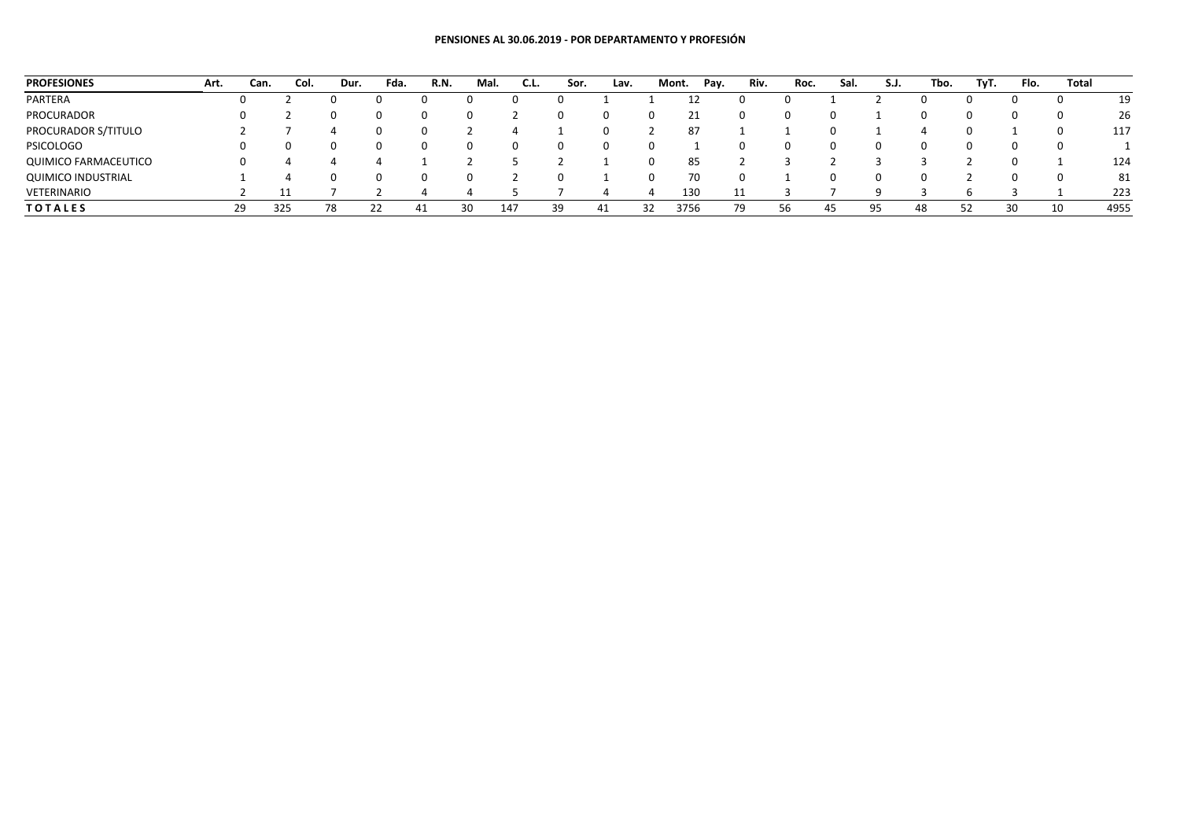**PENSIONES AL 30.06.2019 - POR DEPARTAMENTO Y PROFESIÓN**

| PROFESIONES | Art. | Can. | Col. | Dur. | Fda. | R.N. | Mal. | C.L. | Sor. | Lav. | Mont. | Pay. | Riv. | Roc. | Sal. | S.J. | Tbo. | TyT. | Flo. | Total |
|---|---|---|---|---|---|---|---|---|---|---|---|---|---|---|---|---|---|---|---|---|
| PARTERA | 0 | 2 | 0 | 0 | 0 | 0 | 0 | 0 | 1 | 1 | 12 | 0 | 0 | 1 | 2 | 0 | 0 | 0 | 0 | 19 |
| PROCURADOR | 0 | 2 | 0 | 0 | 0 | 0 | 2 | 0 | 0 | 0 | 21 | 0 | 0 | 0 | 1 | 0 | 0 | 0 | 0 | 26 |
| PROCURADOR S/TITULO | 2 | 7 | 4 | 0 | 0 | 2 | 4 | 1 | 0 | 2 | 87 | 1 | 1 | 0 | 1 | 4 | 0 | 1 | 0 | 117 |
| PSICOLOGO | 0 | 0 | 0 | 0 | 0 | 0 | 0 | 0 | 0 | 0 | 1 | 0 | 0 | 0 | 0 | 0 | 0 | 0 | 0 | 1 |
| QUIMICO FARMACEUTICO | 0 | 4 | 4 | 4 | 1 | 2 | 5 | 2 | 1 | 0 | 85 | 2 | 3 | 2 | 3 | 3 | 2 | 0 | 1 | 124 |
| QUIMICO INDUSTRIAL | 1 | 4 | 0 | 0 | 0 | 0 | 2 | 0 | 1 | 0 | 70 | 0 | 1 | 0 | 0 | 0 | 2 | 0 | 0 | 81 |
| VETERINARIO | 2 | 11 | 7 | 2 | 4 | 4 | 5 | 7 | 4 | 4 | 130 | 11 | 3 | 7 | 9 | 3 | 6 | 3 | 1 | 223 |
| **T O T A L E S** | 29 | 325 | 78 | 22 | 41 | 30 | 147 | 39 | 41 | 32 | 3756 | 79 | 56 | 45 | 95 | 48 | 52 | 30 | 10 | 4955 |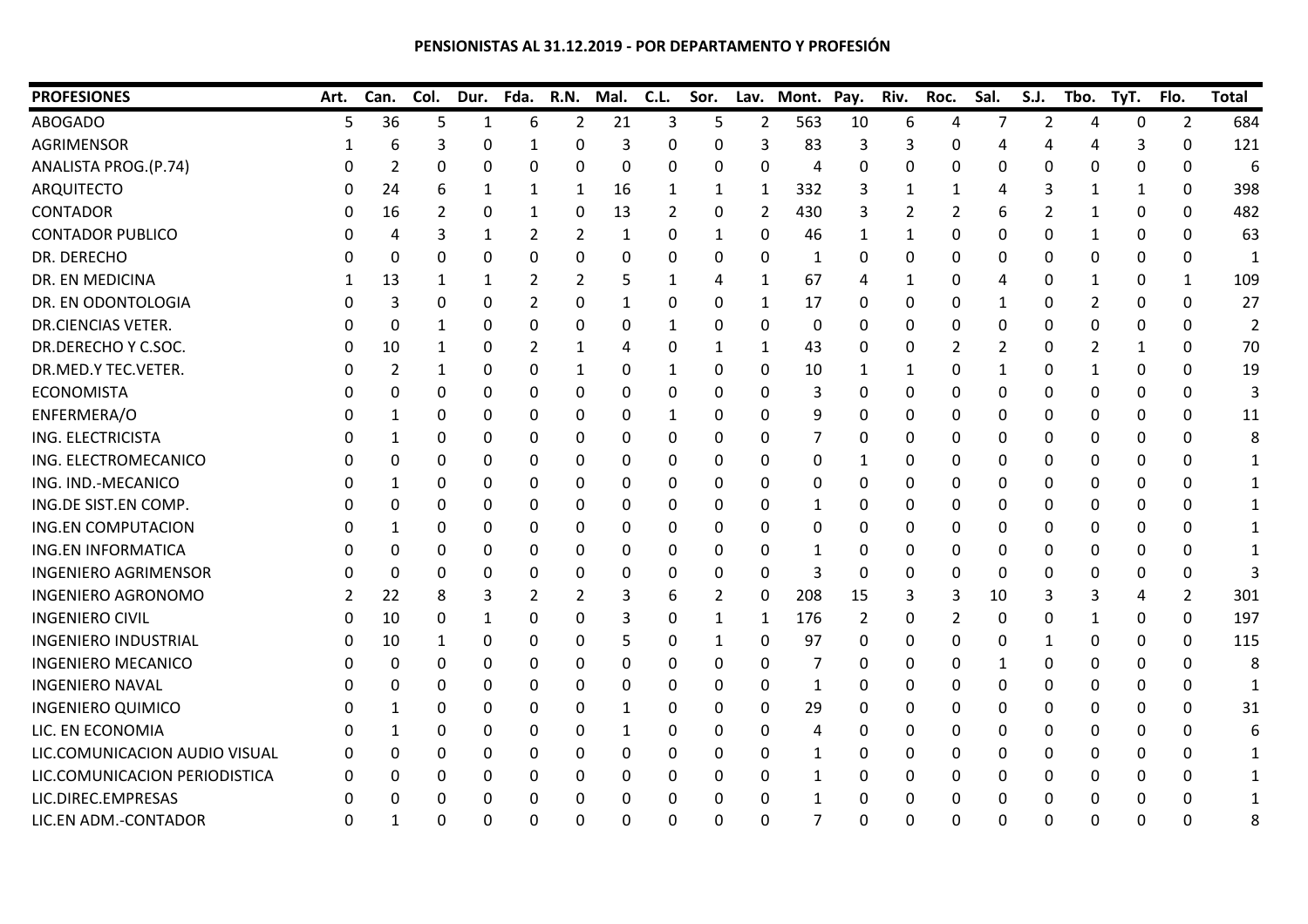**PENSIONISTAS AL 31.12.2019 - POR DEPARTAMENTO Y PROFESIÓN**

| PROFESIONES | Art. | Can. | Col. | Dur. | Fda. | R.N. | Mal. | C.L. | Sor. | Lav. | Mont. | Pay. | Riv. | Roc. | Sal. | S.J. | Tbo. | TyT. | Flo. | Total |
|---|---|---|---|---|---|---|---|---|---|---|---|---|---|---|---|---|---|---|---|---|
| ABOGADO | 5 | 36 | 5 | 1 | 6 | 2 | 21 | 3 | 5 | 2 | 563 | 10 | 6 | 4 | 7 | 2 | 4 | 0 | 2 | 684 |
| AGRIMENSOR | 1 | 6 | 3 | 0 | 1 | 0 | 3 | 0 | 0 | 3 | 83 | 3 | 3 | 0 | 4 | 4 | 4 | 3 | 0 | 121 |
| ANALISTA PROG.(P.74) | 0 | 2 | 0 | 0 | 0 | 0 | 0 | 0 | 0 | 0 | 4 | 0 | 0 | 0 | 0 | 0 | 0 | 0 | 0 | 6 |
| ARQUITECTO | 0 | 24 | 6 | 1 | 1 | 1 | 16 | 1 | 1 | 1 | 332 | 3 | 1 | 1 | 4 | 3 | 1 | 1 | 0 | 398 |
| CONTADOR | 0 | 16 | 2 | 0 | 1 | 0 | 13 | 2 | 0 | 2 | 430 | 3 | 2 | 2 | 6 | 2 | 1 | 0 | 0 | 482 |
| CONTADOR PUBLICO | 0 | 4 | 3 | 1 | 2 | 2 | 1 | 0 | 1 | 0 | 46 | 1 | 1 | 0 | 0 | 0 | 1 | 0 | 0 | 63 |
| DR. DERECHO | 0 | 0 | 0 | 0 | 0 | 0 | 0 | 0 | 0 | 0 | 1 | 0 | 0 | 0 | 0 | 0 | 0 | 0 | 0 | 1 |
| DR. EN MEDICINA | 1 | 13 | 1 | 1 | 2 | 2 | 5 | 1 | 4 | 1 | 67 | 4 | 1 | 0 | 4 | 0 | 1 | 0 | 1 | 109 |
| DR. EN ODONTOLOGIA | 0 | 3 | 0 | 0 | 2 | 0 | 1 | 0 | 0 | 1 | 17 | 0 | 0 | 0 | 1 | 0 | 2 | 0 | 0 | 27 |
| DR.CIENCIAS VETER. | 0 | 0 | 1 | 0 | 0 | 0 | 0 | 1 | 0 | 0 | 0 | 0 | 0 | 0 | 0 | 0 | 0 | 0 | 0 | 2 |
| DR.DERECHO Y C.SOC. | 0 | 10 | 1 | 0 | 2 | 1 | 4 | 0 | 1 | 1 | 43 | 0 | 0 | 2 | 2 | 0 | 2 | 1 | 0 | 70 |
| DR.MED.Y TEC.VETER. | 0 | 2 | 1 | 0 | 0 | 1 | 0 | 1 | 0 | 0 | 10 | 1 | 1 | 0 | 1 | 0 | 1 | 0 | 0 | 19 |
| ECONOMISTA | 0 | 0 | 0 | 0 | 0 | 0 | 0 | 0 | 0 | 0 | 3 | 0 | 0 | 0 | 0 | 0 | 0 | 0 | 0 | 3 |
| ENFERMERA/O | 0 | 1 | 0 | 0 | 0 | 0 | 0 | 1 | 0 | 0 | 9 | 0 | 0 | 0 | 0 | 0 | 0 | 0 | 0 | 11 |
| ING. ELECTRICISTA | 0 | 1 | 0 | 0 | 0 | 0 | 0 | 0 | 0 | 0 | 7 | 0 | 0 | 0 | 0 | 0 | 0 | 0 | 0 | 8 |
| ING. ELECTROMECANICO | 0 | 0 | 0 | 0 | 0 | 0 | 0 | 0 | 0 | 0 | 0 | 1 | 0 | 0 | 0 | 0 | 0 | 0 | 0 | 1 |
| ING. IND.-MECANICO | 0 | 1 | 0 | 0 | 0 | 0 | 0 | 0 | 0 | 0 | 0 | 0 | 0 | 0 | 0 | 0 | 0 | 0 | 0 | 1 |
| ING.DE SIST.EN COMP. | 0 | 0 | 0 | 0 | 0 | 0 | 0 | 0 | 0 | 0 | 1 | 0 | 0 | 0 | 0 | 0 | 0 | 0 | 0 | 1 |
| ING.EN COMPUTACION | 0 | 1 | 0 | 0 | 0 | 0 | 0 | 0 | 0 | 0 | 0 | 0 | 0 | 0 | 0 | 0 | 0 | 0 | 0 | 1 |
| ING.EN INFORMATICA | 0 | 0 | 0 | 0 | 0 | 0 | 0 | 0 | 0 | 0 | 1 | 0 | 0 | 0 | 0 | 0 | 0 | 0 | 0 | 1 |
| INGENIERO AGRIMENSOR | 0 | 0 | 0 | 0 | 0 | 0 | 0 | 0 | 0 | 0 | 3 | 0 | 0 | 0 | 0 | 0 | 0 | 0 | 0 | 3 |
| INGENIERO AGRONOMO | 2 | 22 | 8 | 3 | 2 | 2 | 3 | 6 | 2 | 0 | 208 | 15 | 3 | 3 | 10 | 3 | 3 | 4 | 2 | 301 |
| INGENIERO CIVIL | 0 | 10 | 0 | 1 | 0 | 0 | 3 | 0 | 1 | 1 | 176 | 2 | 0 | 2 | 0 | 0 | 1 | 0 | 0 | 197 |
| INGENIERO INDUSTRIAL | 0 | 10 | 1 | 0 | 0 | 0 | 5 | 0 | 1 | 0 | 97 | 0 | 0 | 0 | 0 | 1 | 0 | 0 | 0 | 115 |
| INGENIERO MECANICO | 0 | 0 | 0 | 0 | 0 | 0 | 0 | 0 | 0 | 0 | 7 | 0 | 0 | 0 | 1 | 0 | 0 | 0 | 0 | 8 |
| INGENIERO NAVAL | 0 | 0 | 0 | 0 | 0 | 0 | 0 | 0 | 0 | 0 | 1 | 0 | 0 | 0 | 0 | 0 | 0 | 0 | 0 | 1 |
| INGENIERO QUIMICO | 0 | 1 | 0 | 0 | 0 | 0 | 1 | 0 | 0 | 0 | 29 | 0 | 0 | 0 | 0 | 0 | 0 | 0 | 0 | 31 |
| LIC. EN ECONOMIA | 0 | 1 | 0 | 0 | 0 | 0 | 1 | 0 | 0 | 0 | 4 | 0 | 0 | 0 | 0 | 0 | 0 | 0 | 0 | 6 |
| LIC.COMUNICACION AUDIO VISUAL | 0 | 0 | 0 | 0 | 0 | 0 | 0 | 0 | 0 | 0 | 1 | 0 | 0 | 0 | 0 | 0 | 0 | 0 | 0 | 1 |
| LIC.COMUNICACION PERIODISTICA | 0 | 0 | 0 | 0 | 0 | 0 | 0 | 0 | 0 | 0 | 1 | 0 | 0 | 0 | 0 | 0 | 0 | 0 | 0 | 1 |
| LIC.DIREC.EMPRESAS | 0 | 0 | 0 | 0 | 0 | 0 | 0 | 0 | 0 | 0 | 1 | 0 | 0 | 0 | 0 | 0 | 0 | 0 | 0 | 1 |
| LIC.EN ADM.-CONTADOR | 0 | 1 | 0 | 0 | 0 | 0 | 0 | 0 | 0 | 0 | 7 | 0 | 0 | 0 | 0 | 0 | 0 | 0 | 0 | 8 |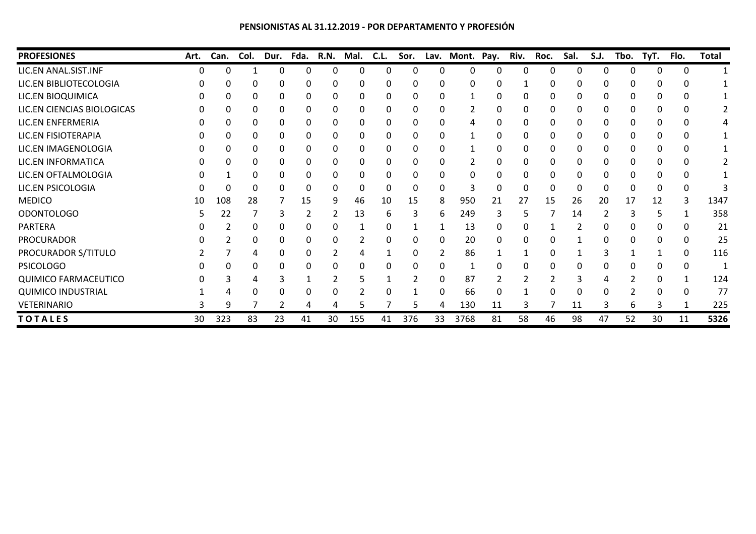**PENSIONISTAS AL 31.12.2019 - POR DEPARTAMENTO Y PROFESIÓN**

| PROFESIONES | Art. | Can. | Col. | Dur. | Fda. | R.N. | Mal. | C.L. | Sor. | Lav. | Mont. | Pay. | Riv. | Roc. | Sal. | S.J. | Tbo. | TyT. | Flo. | Total |
|---|---|---|---|---|---|---|---|---|---|---|---|---|---|---|---|---|---|---|---|---|
| LIC.EN ANAL.SIST.INF | 0 | 0 | 1 | 0 | 0 | 0 | 0 | 0 | 0 | 0 | 0 | 0 | 0 | 0 | 0 | 0 | 0 | 0 | 0 | 1 |
| LIC.EN BIBLIOTECOLOGIA | 0 | 0 | 0 | 0 | 0 | 0 | 0 | 0 | 0 | 0 | 0 | 0 | 1 | 0 | 0 | 0 | 0 | 0 | 0 | 1 |
| LIC.EN BIOQUIMICA | 0 | 0 | 0 | 0 | 0 | 0 | 0 | 0 | 0 | 0 | 1 | 0 | 0 | 0 | 0 | 0 | 0 | 0 | 0 | 1 |
| LIC.EN CIENCIAS BIOLOGICAS | 0 | 0 | 0 | 0 | 0 | 0 | 0 | 0 | 0 | 0 | 2 | 0 | 0 | 0 | 0 | 0 | 0 | 0 | 0 | 2 |
| LIC.EN ENFERMERIA | 0 | 0 | 0 | 0 | 0 | 0 | 0 | 0 | 0 | 0 | 4 | 0 | 0 | 0 | 0 | 0 | 0 | 0 | 0 | 4 |
| LIC.EN FISIOTERAPIA | 0 | 0 | 0 | 0 | 0 | 0 | 0 | 0 | 0 | 0 | 1 | 0 | 0 | 0 | 0 | 0 | 0 | 0 | 0 | 1 |
| LIC.EN IMAGENOLOGIA | 0 | 0 | 0 | 0 | 0 | 0 | 0 | 0 | 0 | 0 | 1 | 0 | 0 | 0 | 0 | 0 | 0 | 0 | 0 | 1 |
| LIC.EN INFORMATICA | 0 | 0 | 0 | 0 | 0 | 0 | 0 | 0 | 0 | 0 | 2 | 0 | 0 | 0 | 0 | 0 | 0 | 0 | 0 | 2 |
| LIC.EN OFTALMOLOGIA | 0 | 1 | 0 | 0 | 0 | 0 | 0 | 0 | 0 | 0 | 0 | 0 | 0 | 0 | 0 | 0 | 0 | 0 | 0 | 1 |
| LIC.EN PSICOLOGIA | 0 | 0 | 0 | 0 | 0 | 0 | 0 | 0 | 0 | 0 | 3 | 0 | 0 | 0 | 0 | 0 | 0 | 0 | 0 | 3 |
| MEDICO | 10 | 108 | 28 | 7 | 15 | 9 | 46 | 10 | 15 | 8 | 950 | 21 | 27 | 15 | 26 | 20 | 17 | 12 | 3 | 1347 |
| ODONTOLOGO | 5 | 22 | 7 | 3 | 2 | 2 | 13 | 6 | 3 | 6 | 249 | 3 | 5 | 7 | 14 | 2 | 3 | 5 | 1 | 358 |
| PARTERA | 0 | 2 | 0 | 0 | 0 | 0 | 1 | 0 | 1 | 1 | 13 | 0 | 0 | 1 | 2 | 0 | 0 | 0 | 0 | 21 |
| PROCURADOR | 0 | 2 | 0 | 0 | 0 | 0 | 2 | 0 | 0 | 0 | 20 | 0 | 0 | 0 | 1 | 0 | 0 | 0 | 0 | 25 |
| PROCURADOR S/TITULO | 2 | 7 | 4 | 0 | 0 | 2 | 4 | 1 | 0 | 2 | 86 | 1 | 1 | 0 | 1 | 3 | 1 | 1 | 0 | 116 |
| PSICOLOGO | 0 | 0 | 0 | 0 | 0 | 0 | 0 | 0 | 0 | 0 | 1 | 0 | 0 | 0 | 0 | 0 | 0 | 0 | 0 | 1 |
| QUIMICO FARMACEUTICO | 0 | 3 | 4 | 3 | 1 | 2 | 5 | 1 | 2 | 0 | 87 | 2 | 2 | 2 | 3 | 4 | 2 | 0 | 1 | 124 |
| QUIMICO INDUSTRIAL | 1 | 4 | 0 | 0 | 0 | 0 | 2 | 0 | 1 | 0 | 66 | 0 | 1 | 0 | 0 | 0 | 2 | 0 | 0 | 77 |
| VETERINARIO | 3 | 9 | 7 | 2 | 4 | 4 | 5 | 7 | 5 | 4 | 130 | 11 | 3 | 7 | 11 | 3 | 6 | 3 | 1 | 225 |
| **T O T A L E S** | 30 | 323 | 83 | 23 | 41 | 30 | 155 | 41 | 376 | 33 | 3768 | 81 | 58 | 46 | 98 | 47 | 52 | 30 | 11 | **5326** |